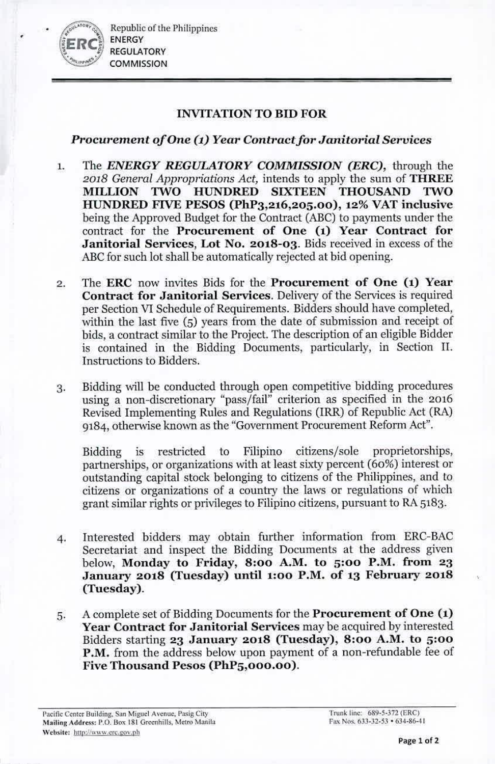Republic of the Philippines
ENERGY
REGULATORY
COMMISSION

## INVITATION TO BID FOR

### *Procurement of One (1) Year Contract for Janitorial Services*

1. The ***ENERGY REGULATORY COMMISSION (ERC),*** through the *2018 General Appropriations Act,* intends to apply the sum of **THREE MILLION TWO HUNDRED SIXTEEN THOUSAND TWO HUNDRED FIVE PESOS (PhP3,216,205.00), 12% VAT inclusive** being the Approved Budget for the Contract (ABC) to payments under the contract for the **Procurement of One (1) Year Contract for Janitorial Services, Lot No. 2018-03**. Bids received in excess of the ABC for such lot shall be automatically rejected at bid opening.

2. The **ERC** now invites Bids for the **Procurement of One (1) Year Contract for Janitorial Services**. Delivery of the Services is required per Section VI Schedule of Requirements. Bidders should have completed, within the last five (5) years from the date of submission and receipt of bids, a contract similar to the Project. The description of an eligible Bidder is contained in the Bidding Documents, particularly, in Section II. Instructions to Bidders.

3. Bidding will be conducted through open competitive bidding procedures using a non-discretionary "pass/fail" criterion as specified in the 2016 Revised Implementing Rules and Regulations (IRR) of Republic Act (RA) 9184, otherwise known as the "Government Procurement Reform Act".

   Bidding is restricted to Filipino citizens/sole proprietorships, partnerships, or organizations with at least sixty percent (60%) interest or outstanding capital stock belonging to citizens of the Philippines, and to citizens or organizations of a country the laws or regulations of which grant similar rights or privileges to Filipino citizens, pursuant to RA 5183.

4. Interested bidders may obtain further information from ERC-BAC Secretariat and inspect the Bidding Documents at the address given below, **Monday to Friday, 8:00 A.M. to 5:00 P.M. from 23 January 2018 (Tuesday) until 1:00 P.M. of 13 February 2018 (Tuesday).**

5. A complete set of Bidding Documents for the **Procurement of One (1) Year Contract for Janitorial Services** may be acquired by interested Bidders starting **23 January 2018 (Tuesday), 8:00 A.M. to 5:00 P.M.** from the address below upon payment of a non-refundable fee of **Five Thousand Pesos (PhP5,000.00).**

Pacific Center Building, San Miguel Avenue, Pasig City
**Mailing Address:** P.O. Box 181 Greenhills, Metro Manila
**Website:** http://www.erc.gov.ph

Trunk line: 689-5-372 (ERC)
Fax Nos. 633-32-53 • 634-86-41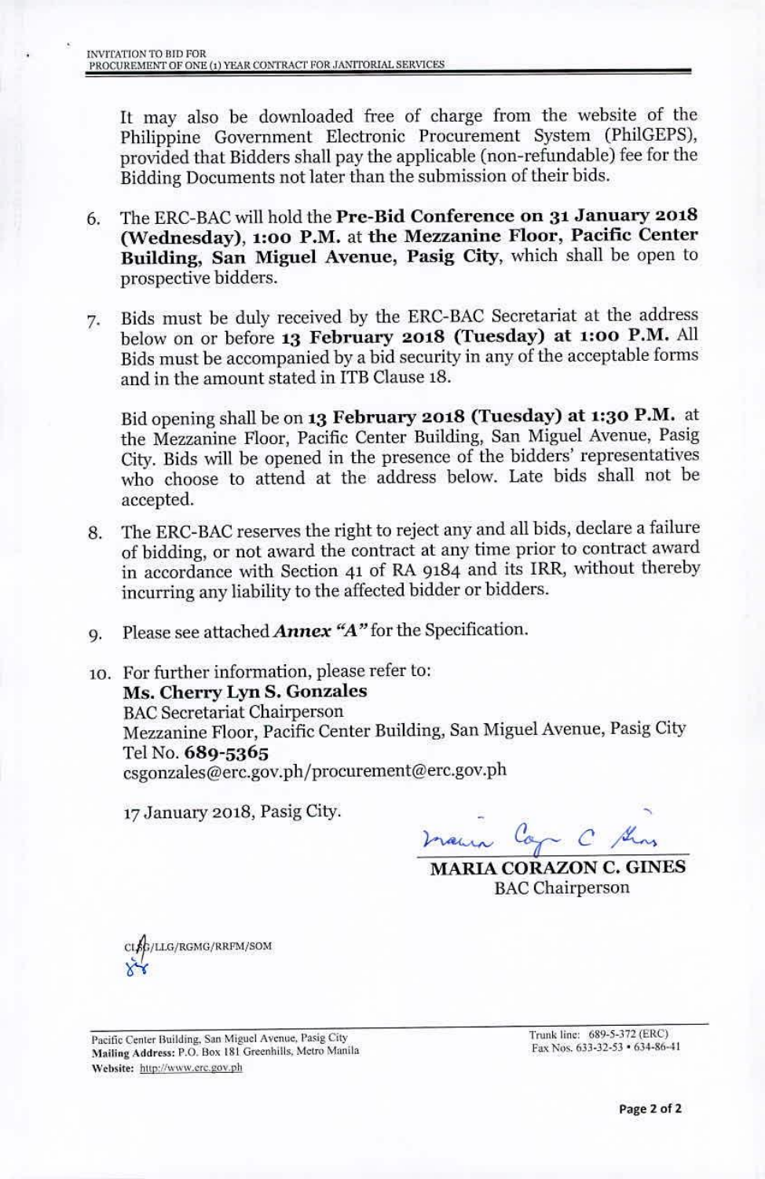It may also be downloaded free of charge from the website of the Philippine Government Electronic Procurement System (PhilGEPS), provided that Bidders shall pay the applicable (non-refundable) fee for the Bidding Documents not later than the submission of their bids.

6. The ERC-BAC will hold the **Pre-Bid Conference on 31 January 2018 (Wednesday), 1:00 P.M.** at **the Mezzanine Floor, Pacific Center Building, San Miguel Avenue, Pasig City**, which shall be open to prospective bidders.

7. Bids must be duly received by the ERC-BAC Secretariat at the address below on or before **13 February 2018 (Tuesday) at 1:00 P.M.** All Bids must be accompanied by a bid security in any of the acceptable forms and in the amount stated in ITB Clause 18.

   Bid opening shall be on **13 February 2018 (Tuesday) at 1:30 P.M.** at the Mezzanine Floor, Pacific Center Building, San Miguel Avenue, Pasig City. Bids will be opened in the presence of the bidders' representatives who choose to attend at the address below. Late bids shall not be accepted.

8. The ERC-BAC reserves the right to reject any and all bids, declare a failure of bidding, or not award the contract at any time prior to contract award in accordance with Section 41 of RA 9184 and its IRR, without thereby incurring any liability to the affected bidder or bidders.

9. Please see attached ***Annex "A"*** for the Specification.

10. For further information, please refer to:
    **Ms. Cherry Lyn S. Gonzales**
    BAC Secretariat Chairperson
    Mezzanine Floor, Pacific Center Building, San Miguel Avenue, Pasig City
    Tel No. **689-5365**
    csgonzales@erc.gov.ph/procurement@erc.gov.ph

17 January 2018, Pasig City.

**MARIA CORAZON C. GINES**
BAC Chairperson

CLSG/LLG/RGMG/RRFM/SOM

Pacific Center Building, San Miguel Avenue, Pasig City
**Mailing Address:** P.O. Box 181 Greenhills, Metro Manila
**Website:** http://www.erc.gov.ph

Trunk line: 689-5-372 (ERC)
Fax Nos. 633-32-53 • 634-86-41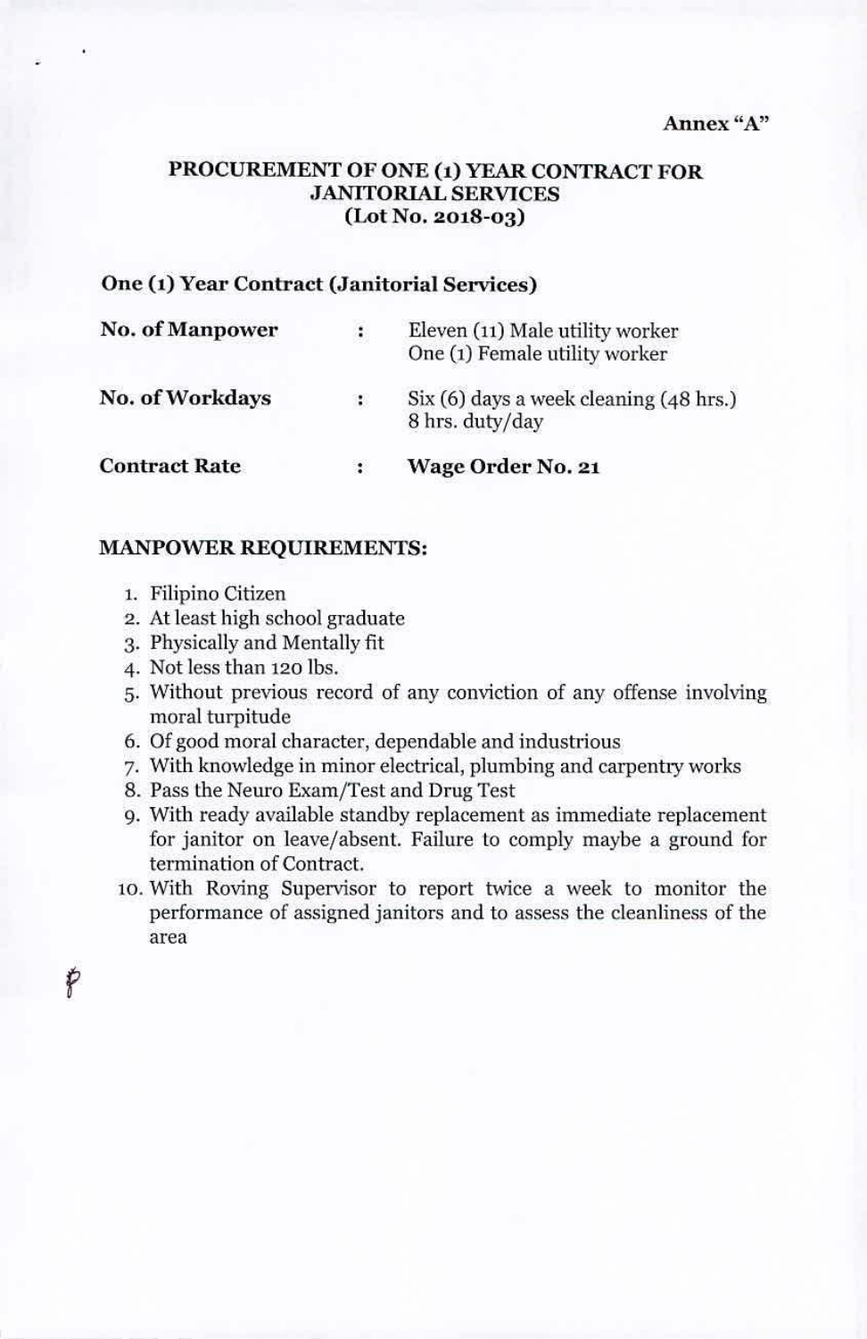Annex "A"

# PROCUREMENT OF ONE (1) YEAR CONTRACT FOR JANITORIAL SERVICES (Lot No. 2018-03)

## One (1) Year Contract (Janitorial Services)

| | | |
|---|---|---|
| **No. of Manpower** | : | Eleven (11) Male utility worker<br>One (1) Female utility worker |
| **No. of Workdays** | : | Six (6) days a week cleaning (48 hrs.)<br>8 hrs. duty/day |
| **Contract Rate** | : | **Wage Order No. 21** |

## MANPOWER REQUIREMENTS:

1. Filipino Citizen
2. At least high school graduate
3. Physically and Mentally fit
4. Not less than 120 lbs.
5. Without previous record of any conviction of any offense involving moral turpitude
6. Of good moral character, dependable and industrious
7. With knowledge in minor electrical, plumbing and carpentry works
8. Pass the Neuro Exam/Test and Drug Test
9. With ready available standby replacement as immediate replacement for janitor on leave/absent. Failure to comply maybe a ground for termination of Contract.
10. With Roving Supervisor to report twice a week to monitor the performance of assigned janitors and to assess the cleanliness of the area